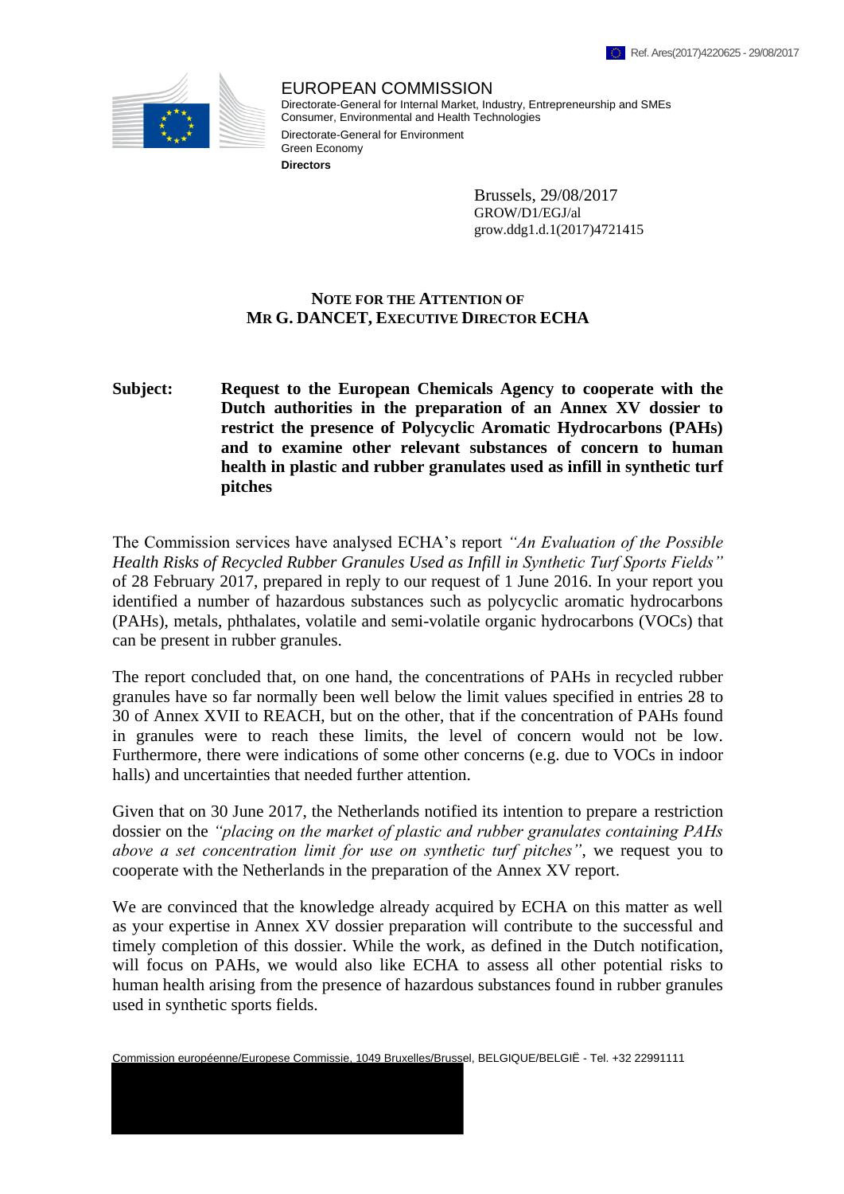Ref. Ares(2017)4220625 - 29/08/2017

EUROPEAN COMMISSION
Directorate-General for Internal Market, Industry, Entrepreneurship and SMEs
Consumer, Environmental and Health Technologies
Directorate-General for Environment
Green Economy
**Directors**

Brussels, 29/08/2017
GROW/D1/EGJ/al
grow.ddg1.d.1(2017)4721415

**NOTE FOR THE ATTENTION OF**
**MR G. DANCET, EXECUTIVE DIRECTOR ECHA**

**Subject: Request to the European Chemicals Agency to cooperate with the Dutch authorities in the preparation of an Annex XV dossier to restrict the presence of Polycyclic Aromatic Hydrocarbons (PAHs) and to examine other relevant substances of concern to human health in plastic and rubber granulates used as infill in synthetic turf pitches**

The Commission services have analysed ECHA's report *"An Evaluation of the Possible Health Risks of Recycled Rubber Granules Used as Infill in Synthetic Turf Sports Fields"* of 28 February 2017, prepared in reply to our request of 1 June 2016. In your report you identified a number of hazardous substances such as polycyclic aromatic hydrocarbons (PAHs), metals, phthalates, volatile and semi-volatile organic hydrocarbons (VOCs) that can be present in rubber granules.

The report concluded that, on one hand, the concentrations of PAHs in recycled rubber granules have so far normally been well below the limit values specified in entries 28 to 30 of Annex XVII to REACH, but on the other, that if the concentration of PAHs found in granules were to reach these limits, the level of concern would not be low. Furthermore, there were indications of some other concerns (e.g. due to VOCs in indoor halls) and uncertainties that needed further attention.

Given that on 30 June 2017, the Netherlands notified its intention to prepare a restriction dossier on the *"placing on the market of plastic and rubber granulates containing PAHs above a set concentration limit for use on synthetic turf pitches"*, we request you to cooperate with the Netherlands in the preparation of the Annex XV report.

We are convinced that the knowledge already acquired by ECHA on this matter as well as your expertise in Annex XV dossier preparation will contribute to the successful and timely completion of this dossier. While the work, as defined in the Dutch notification, will focus on PAHs, we would also like ECHA to assess all other potential risks to human health arising from the presence of hazardous substances found in rubber granules used in synthetic sports fields.

Commission européenne/Europese Commissie, 1049 Bruxelles/Brussel, BELGIQUE/BELGIË - Tel. +32 22991111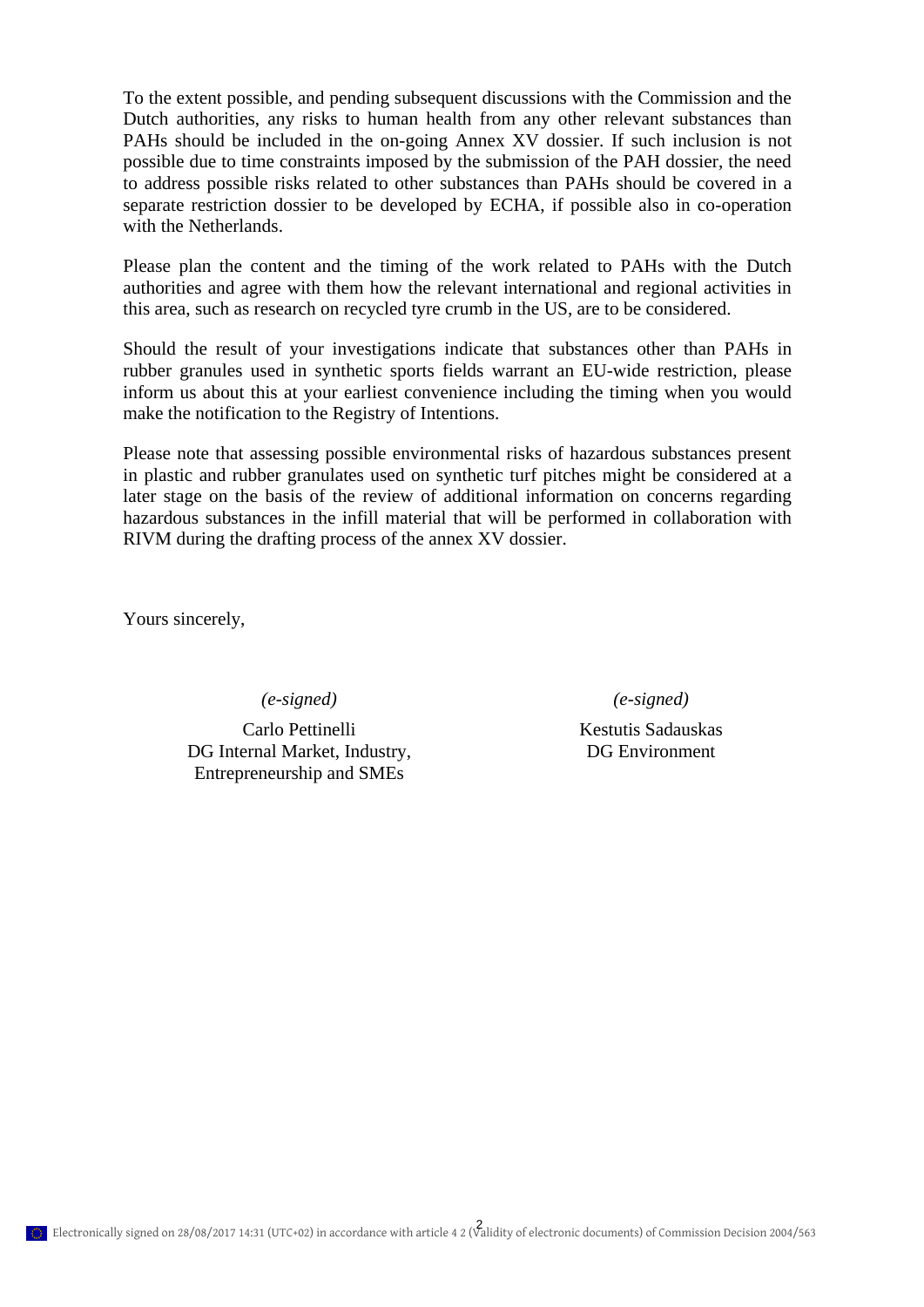To the extent possible, and pending subsequent discussions with the Commission and the Dutch authorities, any risks to human health from any other relevant substances than PAHs should be included in the on-going Annex XV dossier. If such inclusion is not possible due to time constraints imposed by the submission of the PAH dossier, the need to address possible risks related to other substances than PAHs should be covered in a separate restriction dossier to be developed by ECHA, if possible also in co-operation with the Netherlands.

Please plan the content and the timing of the work related to PAHs with the Dutch authorities and agree with them how the relevant international and regional activities in this area, such as research on recycled tyre crumb in the US, are to be considered.

Should the result of your investigations indicate that substances other than PAHs in rubber granules used in synthetic sports fields warrant an EU-wide restriction, please inform us about this at your earliest convenience including the timing when you would make the notification to the Registry of Intentions.

Please note that assessing possible environmental risks of hazardous substances present in plastic and rubber granulates used on synthetic turf pitches might be considered at a later stage on the basis of the review of additional information on concerns regarding hazardous substances in the infill material that will be performed in collaboration with RIVM during the drafting process of the annex XV dossier.

Yours sincerely,

*(e-signed)*

Carlo Pettinelli
DG Internal Market, Industry, Entrepreneurship and SMEs

*(e-signed)*

Kestutis Sadauskas
DG Environment

Electronically signed on 28/08/2017 14:31 (UTC+02) in accordance with article 4 2 (Validity of electronic documents) of Commission Decision 2004/563